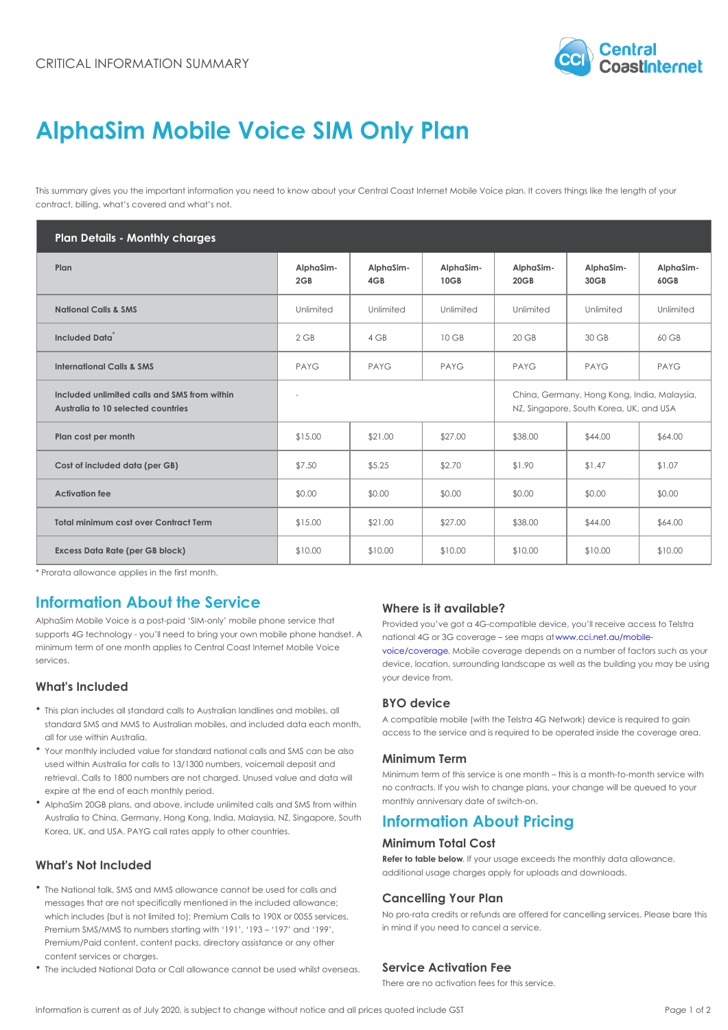CRITICAL INFORMATION SUMMARY

# AlphaSim Mobile Voice SIM Only Plan

This summary gives you the important information you need to know about your Central Coast Internet Mobile Voice plan. It covers things like the length of your contract, billing, what's covered and what's not.

| Plan Details - Monthly charges | | | | | | |
|---|---|---|---|---|---|---|
| **Plan** | **AlphaSim-2GB** | **AlphaSim-4GB** | **AlphaSim-10GB** | **AlphaSim-20GB** | **AlphaSim-30GB** | **AlphaSim-60GB** |
| **National Calls & SMS** | Unlimited | Unlimited | Unlimited | Unlimited | Unlimited | Unlimited |
| **Included Data*** | 2 GB | 4 GB | 10 GB | 20 GB | 30 GB | 60 GB |
| **International Calls & SMS** | PAYG | PAYG | PAYG | PAYG | PAYG | PAYG |
| **Included unlimited calls and SMS from within Australia to 10 selected countries** | - | | | China, Germany, Hong Kong, India, Malaysia, NZ, Singapore, South Korea, UK, and USA | | |
| **Plan cost per month** | $15.00 | $21.00 | $27.00 | $38.00 | $44.00 | $64.00 |
| **Cost of included data (per GB)** | $7.50 | $5.25 | $2.70 | $1.90 | $1.47 | $1.07 |
| **Activation fee** | $0.00 | $0.00 | $0.00 | $0.00 | $0.00 | $0.00 |
| **Total minimum cost over Contract Term** | $15.00 | $21.00 | $27.00 | $38.00 | $44.00 | $64.00 |
| **Excess Data Rate (per GB block)** | $10.00 | $10.00 | $10.00 | $10.00 | $10.00 | $10.00 |

* Prorata allowance applies in the first month.

## Information About the Service

AlphaSim Mobile Voice is a post-paid 'SIM-only' mobile phone service that supports 4G technology - you'll need to bring your own mobile phone handset. A minimum term of one month applies to Central Coast Internet Mobile Voice services.

### What's Included

- This plan includes all standard calls to Australian landlines and mobiles, all standard SMS and MMS to Australian mobiles, and included data each month, all for use within Australia.
- Your monthly included value for standard national calls and SMS can be also used within Australia for calls to 13/1300 numbers, voicemail deposit and retrieval. Calls to 1800 numbers are not charged. Unused value and data will expire at the end of each monthly period.
- AlphaSim 20GB plans, and above, include unlimited calls and SMS from within Australia to China, Germany, Hong Kong, India, Malaysia, NZ, Singapore, South Korea, UK, and USA. PAYG call rates apply to other countries.

### What's Not Included

- The National talk, SMS and MMS allowance cannot be used for calls and messages that are not specifically mentioned in the included allowance; which includes (but is not limited to); Premium Calls to 190X or 0055 services, Premium SMS/MMS to numbers starting with '191', '193 – '197' and '199', Premium/Paid content, content packs, directory assistance or any other content services or charges.
- The included National Data or Call allowance cannot be used whilst overseas.

### Where is it available?

Provided you've got a 4G-compatible device, you'll receive access to Telstra national 4G or 3G coverage – see maps at www.cci.net.au/mobile-voice/coverage. Mobile coverage depends on a number of factors such as your device, location, surrounding landscape as well as the building you may be using your device from.

### BYO device

A compatible mobile (with the Telstra 4G Network) device is required to gain access to the service and is required to be operated inside the coverage area.

### Minimum Term

Minimum term of this service is one month – this is a month-to-month service with no contracts. If you wish to change plans, your change will be queued to your monthly anniversary date of switch-on.

## Information About Pricing

### Minimum Total Cost

**Refer to table below.** If your usage exceeds the monthly data allowance, additional usage charges apply for uploads and downloads.

### Cancelling Your Plan

No pro-rata credits or refunds are offered for cancelling services. Please bare this in mind if you need to cancel a service.

### Service Activation Fee

There are no activation fees for this service.

Information is current as of July 2020, is subject to change without notice and all prices quoted include GST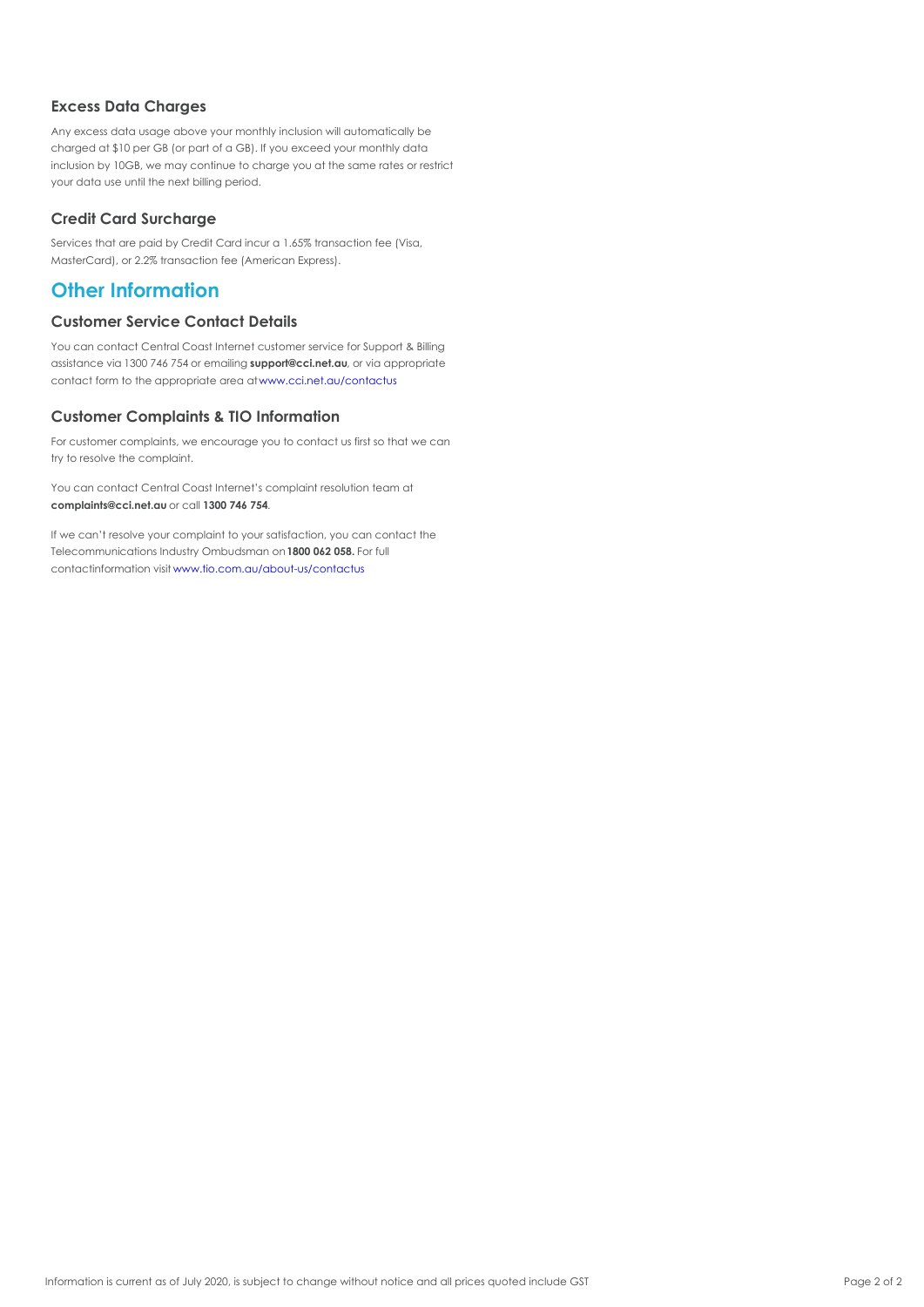### Excess Data Charges

Any excess data usage above your monthly inclusion will automatically be charged at $10 per GB (or part of a GB). If you exceed your monthly data inclusion by 10GB, we may continue to charge you at the same rates or restrict your data use until the next billing period.

### Credit Card Surcharge

Services that are paid by Credit Card incur a 1.65% transaction fee (Visa, MasterCard), or 2.2% transaction fee (American Express).

## Other Information

### Customer Service Contact Details

You can contact Central Coast Internet customer service for Support & Billing assistance via 1300 746 754 or emailing **support@cci.net.au**, or via appropriate contact form to the appropriate area at www.cci.net.au/contactus

### Customer Complaints & TIO Information

For customer complaints, we encourage you to contact us first so that we can try to resolve the complaint.

You can contact Central Coast Internet's complaint resolution team at **complaints@cci.net.au** or call **1300 746 754**.

If we can't resolve your complaint to your satisfaction, you can contact the Telecommunications Industry Ombudsman on **1800 062 058.** For full contactinformation visit www.tio.com.au/about-us/contactus

Information is current as of July 2020, is subject to change without notice and all prices quoted include GST